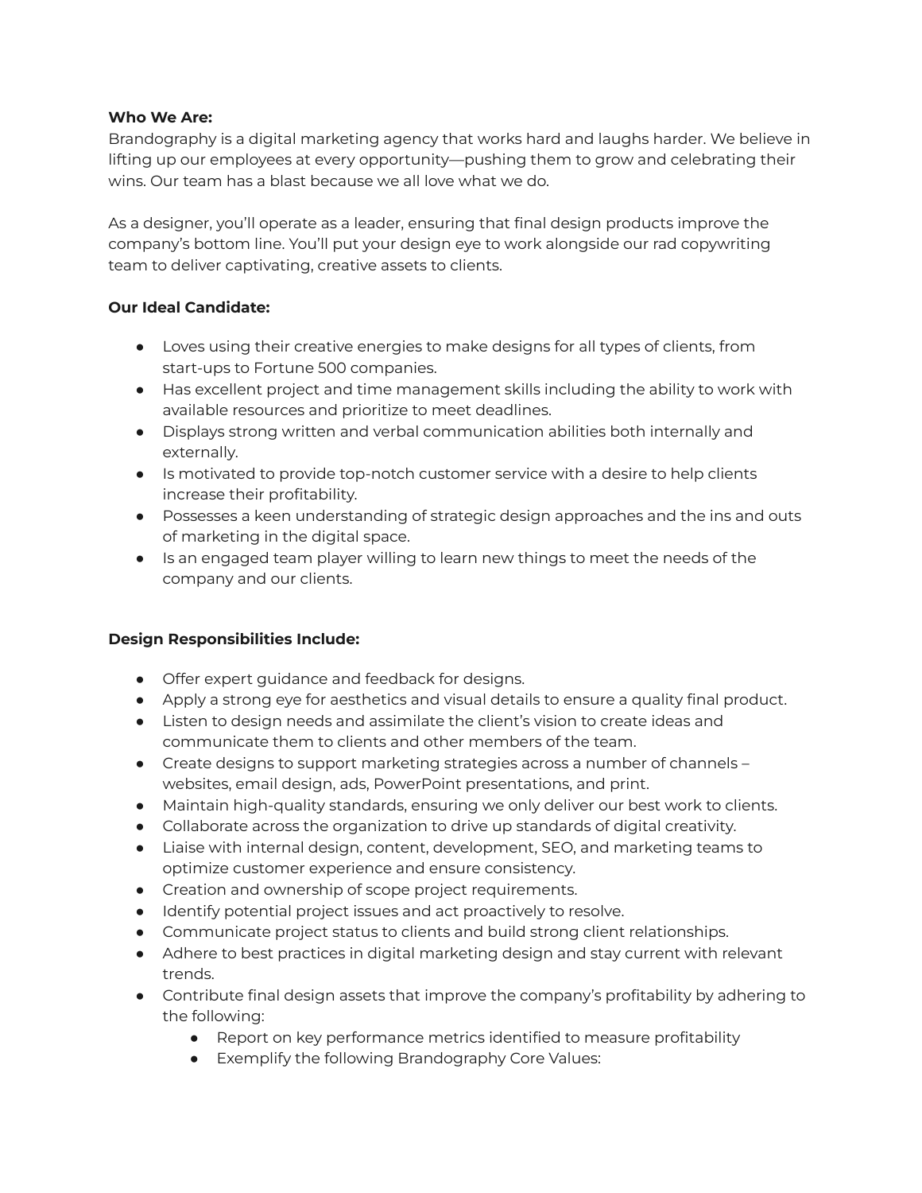**Who We Are:**
Brandography is a digital marketing agency that works hard and laughs harder. We believe in lifting up our employees at every opportunity—pushing them to grow and celebrating their wins. Our team has a blast because we all love what we do.

As a designer, you'll operate as a leader, ensuring that final design products improve the company's bottom line. You'll put your design eye to work alongside our rad copywriting team to deliver captivating, creative assets to clients.

**Our Ideal Candidate:**

- Loves using their creative energies to make designs for all types of clients, from start-ups to Fortune 500 companies.
- Has excellent project and time management skills including the ability to work with available resources and prioritize to meet deadlines.
- Displays strong written and verbal communication abilities both internally and externally.
- Is motivated to provide top-notch customer service with a desire to help clients increase their profitability.
- Possesses a keen understanding of strategic design approaches and the ins and outs of marketing in the digital space.
- Is an engaged team player willing to learn new things to meet the needs of the company and our clients.

**Design Responsibilities Include:**

- Offer expert guidance and feedback for designs.
- Apply a strong eye for aesthetics and visual details to ensure a quality final product.
- Listen to design needs and assimilate the client's vision to create ideas and communicate them to clients and other members of the team.
- Create designs to support marketing strategies across a number of channels – websites, email design, ads, PowerPoint presentations, and print.
- Maintain high-quality standards, ensuring we only deliver our best work to clients.
- Collaborate across the organization to drive up standards of digital creativity.
- Liaise with internal design, content, development, SEO, and marketing teams to optimize customer experience and ensure consistency.
- Creation and ownership of scope project requirements.
- Identify potential project issues and act proactively to resolve.
- Communicate project status to clients and build strong client relationships.
- Adhere to best practices in digital marketing design and stay current with relevant trends.
- Contribute final design assets that improve the company's profitability by adhering to the following:
    - Report on key performance metrics identified to measure profitability
    - Exemplify the following Brandography Core Values: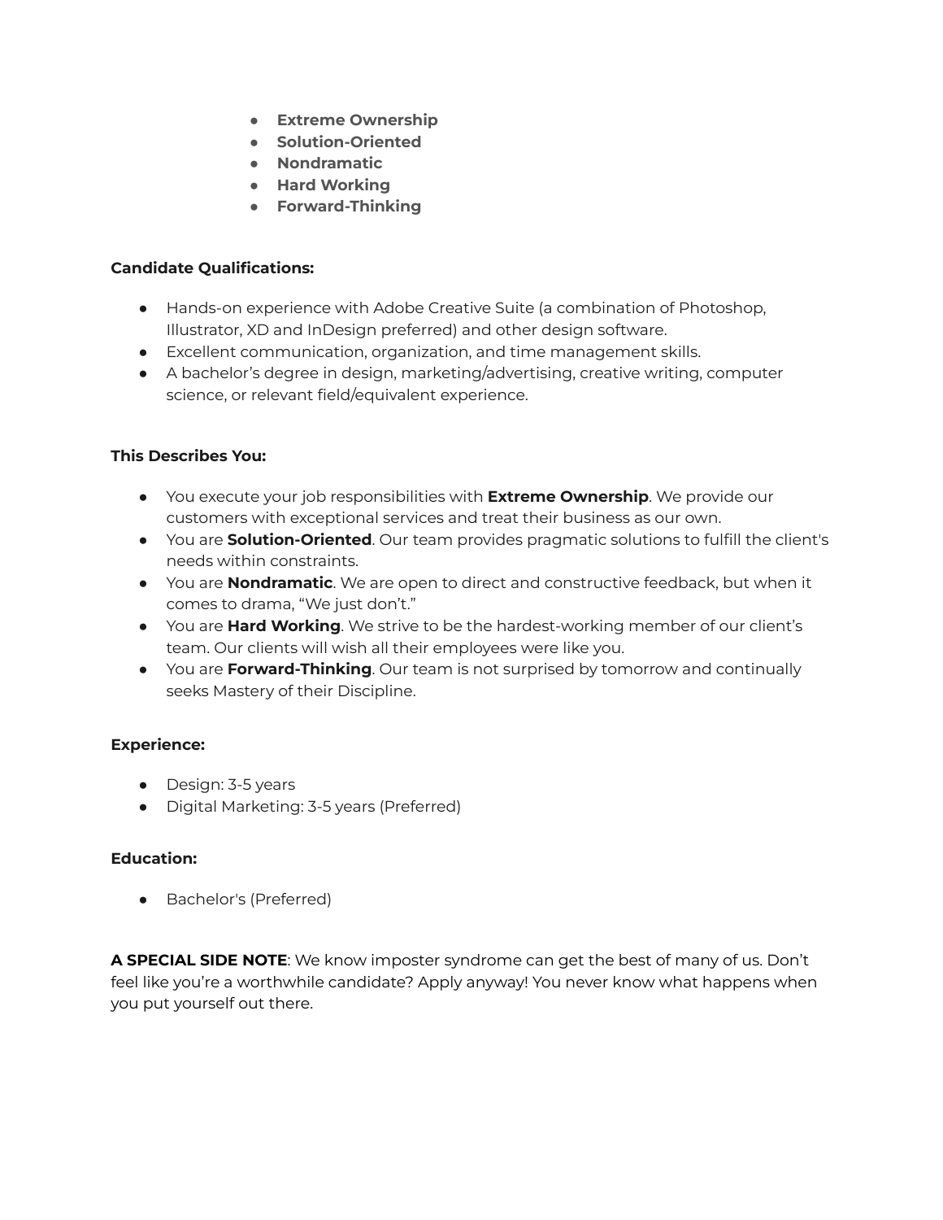- **Extreme Ownership**
- **Solution-Oriented**
- **Nondramatic**
- **Hard Working**
- **Forward-Thinking**

**Candidate Qualifications:**

- Hands-on experience with Adobe Creative Suite (a combination of Photoshop, Illustrator, XD and InDesign preferred) and other design software.
- Excellent communication, organization, and time management skills.
- A bachelor's degree in design, marketing/advertising, creative writing, computer science, or relevant field/equivalent experience.

**This Describes You:**

- You execute your job responsibilities with **Extreme Ownership**. We provide our customers with exceptional services and treat their business as our own.
- You are **Solution-Oriented**. Our team provides pragmatic solutions to fulfill the client's needs within constraints.
- You are **Nondramatic**. We are open to direct and constructive feedback, but when it comes to drama, "We just don't."
- You are **Hard Working**. We strive to be the hardest-working member of our client's team. Our clients will wish all their employees were like you.
- You are **Forward-Thinking**. Our team is not surprised by tomorrow and continually seeks Mastery of their Discipline.

**Experience:**

- Design: 3-5 years
- Digital Marketing: 3-5 years (Preferred)

**Education:**

- Bachelor's (Preferred)

**A SPECIAL SIDE NOTE**: We know imposter syndrome can get the best of many of us. Don't feel like you're a worthwhile candidate? Apply anyway! You never know what happens when you put yourself out there.